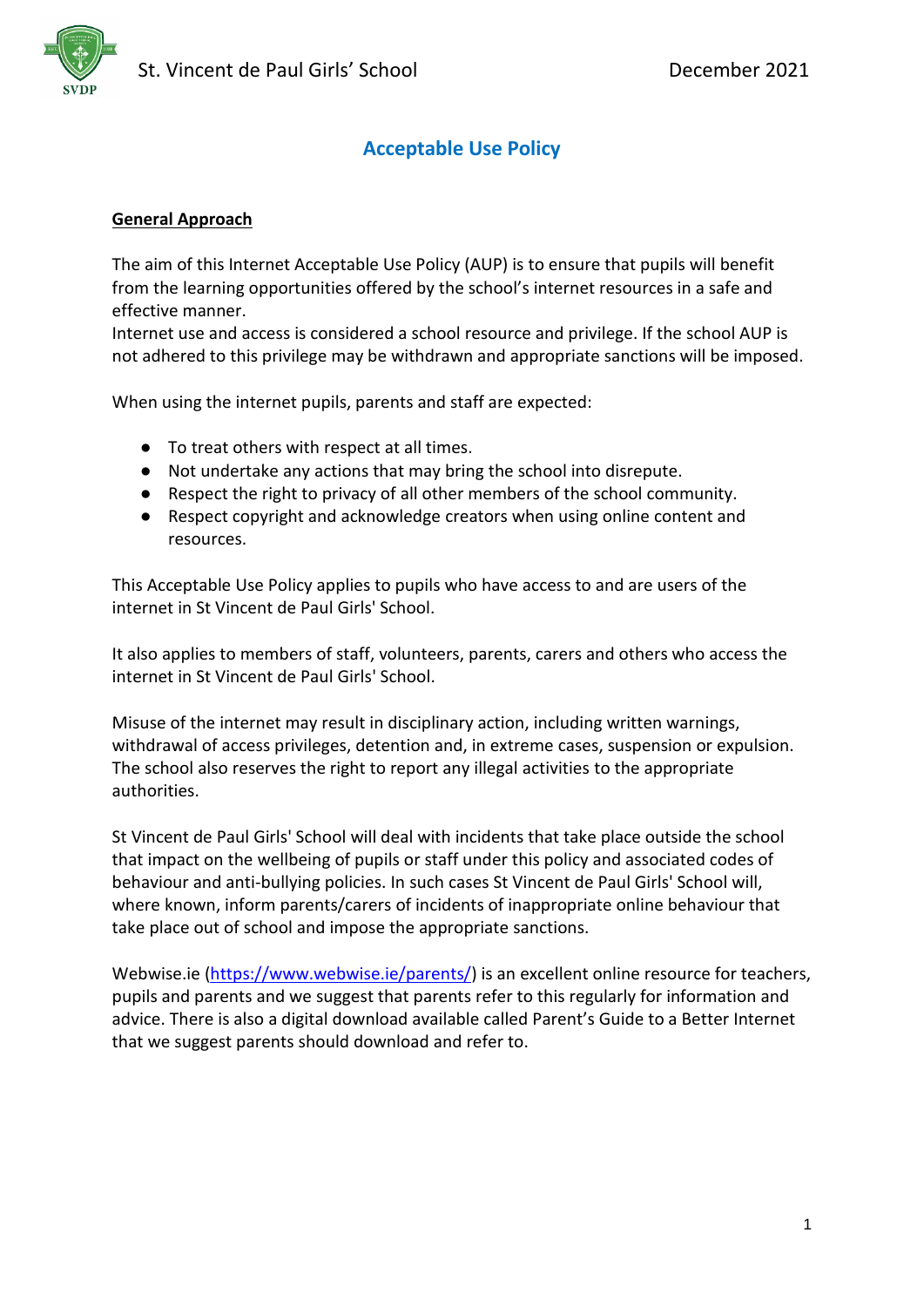# Acceptable Use Policy

## General Approach

The aim of this Internet Acceptable Use Policy (AUP) is to ensure that pupils will benefit from the learning opportunities offered by the school's internet resources in a safe and effective manner.
Internet use and access is considered a school resource and privilege. If the school AUP is not adhered to this privilege may be withdrawn and appropriate sanctions will be imposed.

When using the internet pupils, parents and staff are expected:

- To treat others with respect at all times.
- Not undertake any actions that may bring the school into disrepute.
- Respect the right to privacy of all other members of the school community.
- Respect copyright and acknowledge creators when using online content and resources.

This Acceptable Use Policy applies to pupils who have access to and are users of the internet in St Vincent de Paul Girls' School.

It also applies to members of staff, volunteers, parents, carers and others who access the internet in St Vincent de Paul Girls' School.

Misuse of the internet may result in disciplinary action, including written warnings, withdrawal of access privileges, detention and, in extreme cases, suspension or expulsion. The school also reserves the right to report any illegal activities to the appropriate authorities.

St Vincent de Paul Girls' School will deal with incidents that take place outside the school that impact on the wellbeing of pupils or staff under this policy and associated codes of behaviour and anti-bullying policies. In such cases St Vincent de Paul Girls' School will, where known, inform parents/carers of incidents of inappropriate online behaviour that take place out of school and impose the appropriate sanctions.

Webwise.ie (https://www.webwise.ie/parents/) is an excellent online resource for teachers, pupils and parents and we suggest that parents refer to this regularly for information and advice. There is also a digital download available called Parent's Guide to a Better Internet that we suggest parents should download and refer to.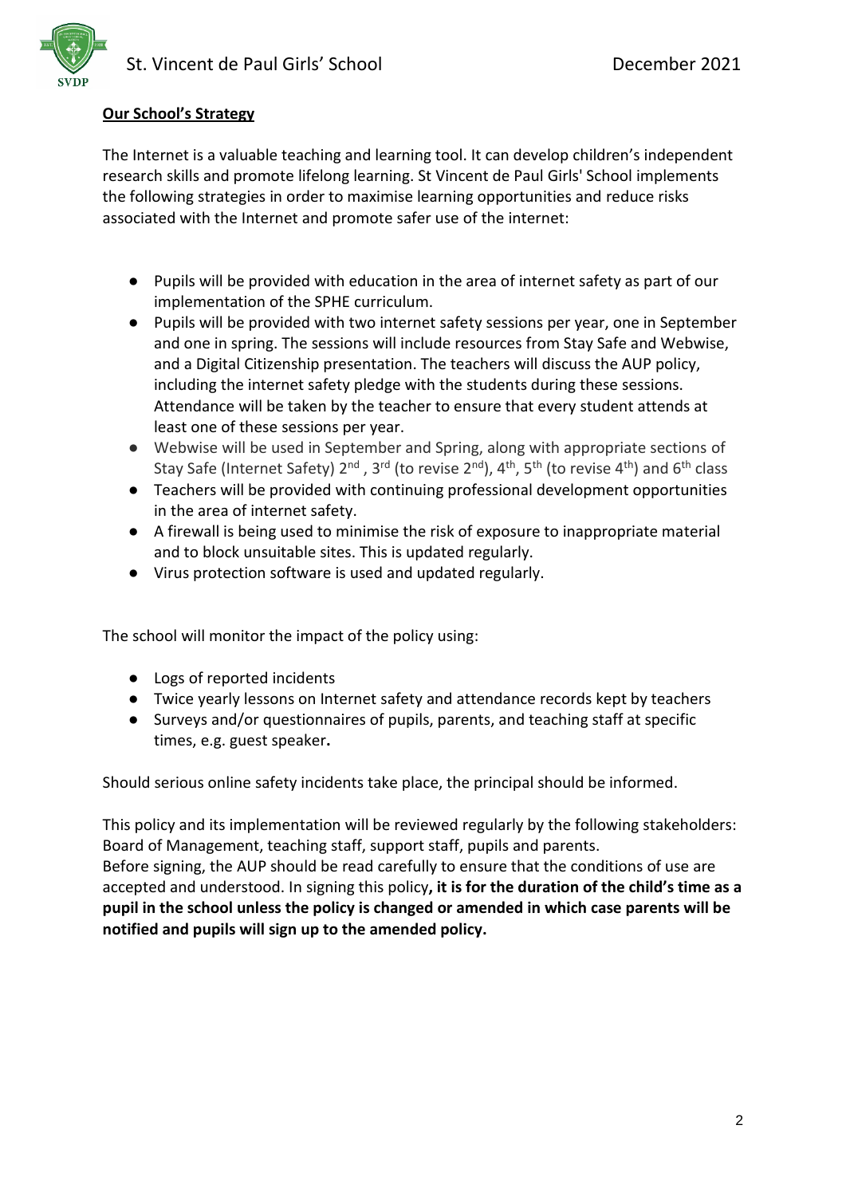**Our School's Strategy**

The Internet is a valuable teaching and learning tool. It can develop children's independent research skills and promote lifelong learning. St Vincent de Paul Girls' School implements the following strategies in order to maximise learning opportunities and reduce risks associated with the Internet and promote safer use of the internet:

- Pupils will be provided with education in the area of internet safety as part of our implementation of the SPHE curriculum.
- Pupils will be provided with two internet safety sessions per year, one in September and one in spring. The sessions will include resources from Stay Safe and Webwise, and a Digital Citizenship presentation. The teachers will discuss the AUP policy, including the internet safety pledge with the students during these sessions. Attendance will be taken by the teacher to ensure that every student attends at least one of these sessions per year.
- Webwise will be used in September and Spring, along with appropriate sections of Stay Safe (Internet Safety) 2nd , 3rd (to revise 2nd), 4th, 5th (to revise 4th) and 6th class
- Teachers will be provided with continuing professional development opportunities in the area of internet safety.
- A firewall is being used to minimise the risk of exposure to inappropriate material and to block unsuitable sites. This is updated regularly.
- Virus protection software is used and updated regularly.

The school will monitor the impact of the policy using:

- Logs of reported incidents
- Twice yearly lessons on Internet safety and attendance records kept by teachers
- Surveys and/or questionnaires of pupils, parents, and teaching staff at specific times, e.g. guest speaker**.**

Should serious online safety incidents take place, the principal should be informed.

This policy and its implementation will be reviewed regularly by the following stakeholders: Board of Management, teaching staff, support staff, pupils and parents.
Before signing, the AUP should be read carefully to ensure that the conditions of use are accepted and understood. In signing this policy**, it is for the duration of the child's time as a pupil in the school unless the policy is changed or amended in which case parents will be notified and pupils will sign up to the amended policy.**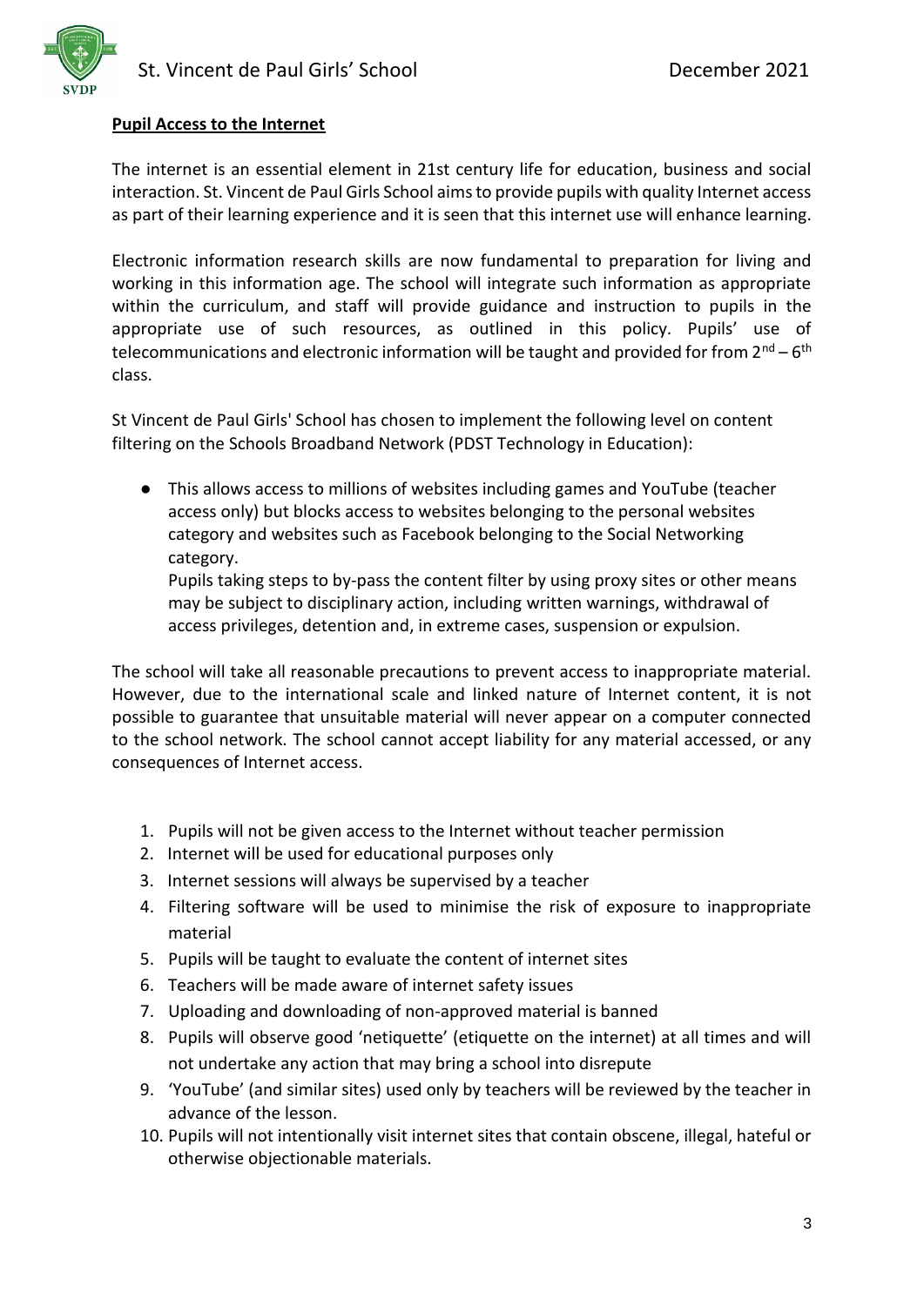**Pupil Access to the Internet**

The internet is an essential element in 21st century life for education, business and social interaction. St. Vincent de Paul Girls School aims to provide pupils with quality Internet access as part of their learning experience and it is seen that this internet use will enhance learning.

Electronic information research skills are now fundamental to preparation for living and working in this information age. The school will integrate such information as appropriate within the curriculum, and staff will provide guidance and instruction to pupils in the appropriate use of such resources, as outlined in this policy. Pupils' use of telecommunications and electronic information will be taught and provided for from 2nd – 6th class.

St Vincent de Paul Girls' School has chosen to implement the following level on content filtering on the Schools Broadband Network (PDST Technology in Education):

- This allows access to millions of websites including games and YouTube (teacher access only) but blocks access to websites belonging to the personal websites category and websites such as Facebook belonging to the Social Networking category.
  Pupils taking steps to by-pass the content filter by using proxy sites or other means may be subject to disciplinary action, including written warnings, withdrawal of access privileges, detention and, in extreme cases, suspension or expulsion.

The school will take all reasonable precautions to prevent access to inappropriate material. However, due to the international scale and linked nature of Internet content, it is not possible to guarantee that unsuitable material will never appear on a computer connected to the school network. The school cannot accept liability for any material accessed, or any consequences of Internet access.

1. Pupils will not be given access to the Internet without teacher permission
2. Internet will be used for educational purposes only
3. Internet sessions will always be supervised by a teacher
4. Filtering software will be used to minimise the risk of exposure to inappropriate material
5. Pupils will be taught to evaluate the content of internet sites
6. Teachers will be made aware of internet safety issues
7. Uploading and downloading of non-approved material is banned
8. Pupils will observe good 'netiquette' (etiquette on the internet) at all times and will not undertake any action that may bring a school into disrepute
9. 'YouTube' (and similar sites) used only by teachers will be reviewed by the teacher in advance of the lesson.
10. Pupils will not intentionally visit internet sites that contain obscene, illegal, hateful or otherwise objectionable materials.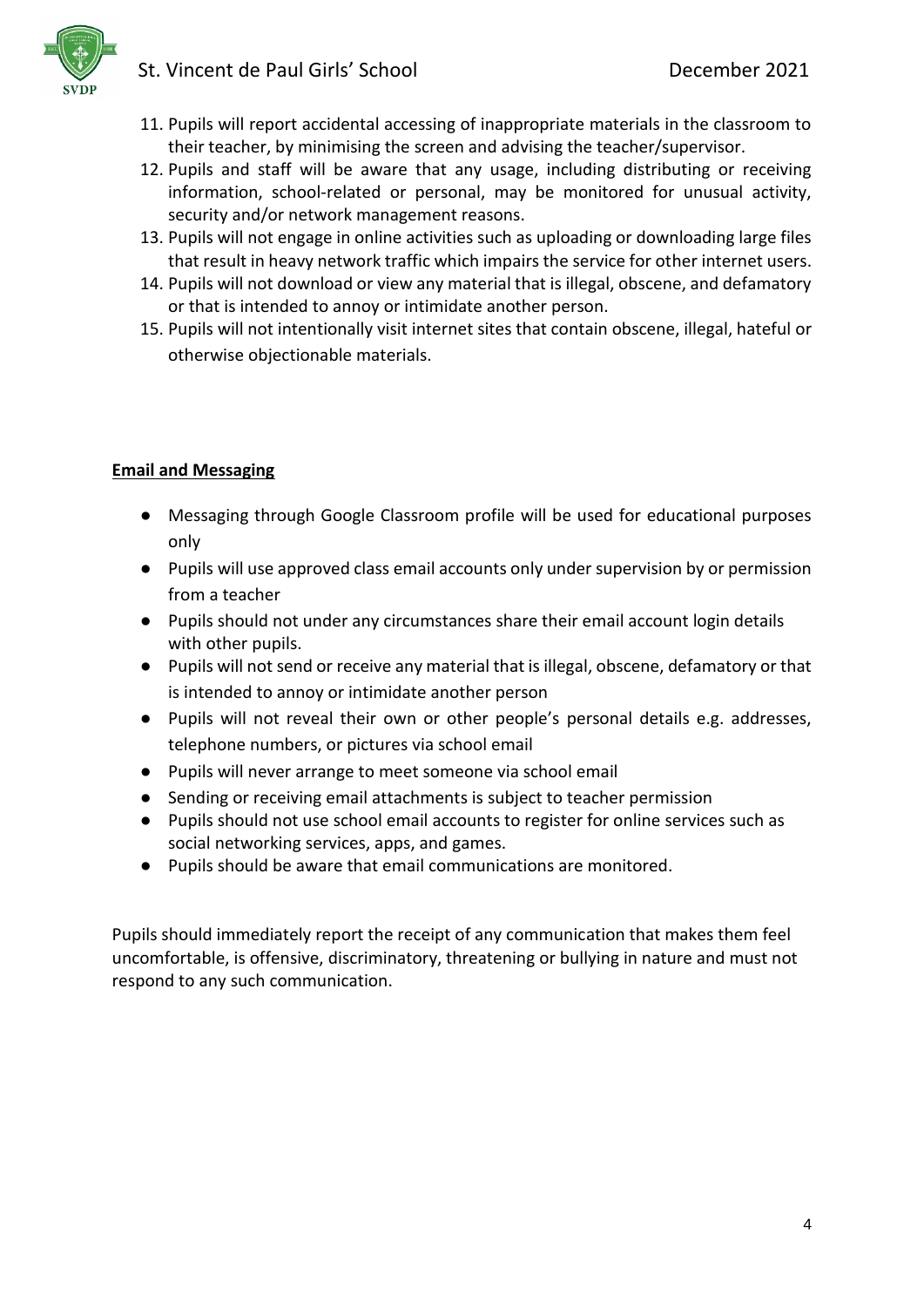11. Pupils will report accidental accessing of inappropriate materials in the classroom to their teacher, by minimising the screen and advising the teacher/supervisor.
12. Pupils and staff will be aware that any usage, including distributing or receiving information, school-related or personal, may be monitored for unusual activity, security and/or network management reasons.
13. Pupils will not engage in online activities such as uploading or downloading large files that result in heavy network traffic which impairs the service for other internet users.
14. Pupils will not download or view any material that is illegal, obscene, and defamatory or that is intended to annoy or intimidate another person.
15. Pupils will not intentionally visit internet sites that contain obscene, illegal, hateful or otherwise objectionable materials.

## **Email and Messaging**

- Messaging through Google Classroom profile will be used for educational purposes only
- Pupils will use approved class email accounts only under supervision by or permission from a teacher
- Pupils should not under any circumstances share their email account login details with other pupils.
- Pupils will not send or receive any material that is illegal, obscene, defamatory or that is intended to annoy or intimidate another person
- Pupils will not reveal their own or other people's personal details e.g. addresses, telephone numbers, or pictures via school email
- Pupils will never arrange to meet someone via school email
- Sending or receiving email attachments is subject to teacher permission
- Pupils should not use school email accounts to register for online services such as social networking services, apps, and games.
- Pupils should be aware that email communications are monitored.

Pupils should immediately report the receipt of any communication that makes them feel uncomfortable, is offensive, discriminatory, threatening or bullying in nature and must not respond to any such communication.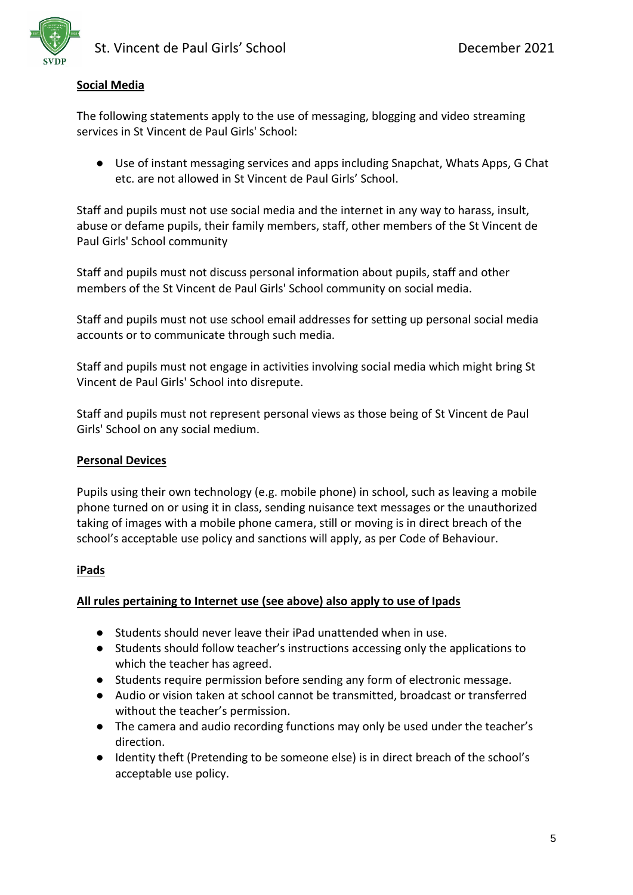**Social Media**

The following statements apply to the use of messaging, blogging and video streaming services in St Vincent de Paul Girls' School:

- Use of instant messaging services and apps including Snapchat, Whats Apps, G Chat etc. are not allowed in St Vincent de Paul Girls' School.

Staff and pupils must not use social media and the internet in any way to harass, insult, abuse or defame pupils, their family members, staff, other members of the St Vincent de Paul Girls' School community

Staff and pupils must not discuss personal information about pupils, staff and other members of the St Vincent de Paul Girls' School community on social media.

Staff and pupils must not use school email addresses for setting up personal social media accounts or to communicate through such media.

Staff and pupils must not engage in activities involving social media which might bring St Vincent de Paul Girls' School into disrepute.

Staff and pupils must not represent personal views as those being of St Vincent de Paul Girls' School on any social medium.

**Personal Devices**

Pupils using their own technology (e.g. mobile phone) in school, such as leaving a mobile phone turned on or using it in class, sending nuisance text messages or the unauthorized taking of images with a mobile phone camera, still or moving is in direct breach of the school's acceptable use policy and sanctions will apply, as per Code of Behaviour.

**iPads**

**All rules pertaining to Internet use (see above) also apply to use of Ipads**

- Students should never leave their iPad unattended when in use.
- Students should follow teacher's instructions accessing only the applications to which the teacher has agreed.
- Students require permission before sending any form of electronic message.
- Audio or vision taken at school cannot be transmitted, broadcast or transferred without the teacher's permission.
- The camera and audio recording functions may only be used under the teacher's direction.
- Identity theft (Pretending to be someone else) is in direct breach of the school's acceptable use policy.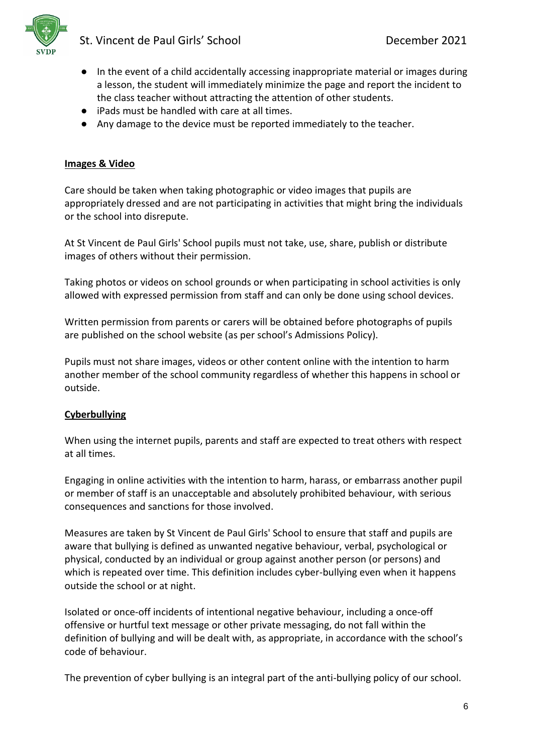- In the event of a child accidentally accessing inappropriate material or images during a lesson, the student will immediately minimize the page and report the incident to the class teacher without attracting the attention of other students.
- iPads must be handled with care at all times.
- Any damage to the device must be reported immediately to the teacher.

## Images & Video

Care should be taken when taking photographic or video images that pupils are appropriately dressed and are not participating in activities that might bring the individuals or the school into disrepute.

At St Vincent de Paul Girls' School pupils must not take, use, share, publish or distribute images of others without their permission.

Taking photos or videos on school grounds or when participating in school activities is only allowed with expressed permission from staff and can only be done using school devices.

Written permission from parents or carers will be obtained before photographs of pupils are published on the school website (as per school's Admissions Policy).

Pupils must not share images, videos or other content online with the intention to harm another member of the school community regardless of whether this happens in school or outside.

## Cyberbullying

When using the internet pupils, parents and staff are expected to treat others with respect at all times.

Engaging in online activities with the intention to harm, harass, or embarrass another pupil or member of staff is an unacceptable and absolutely prohibited behaviour, with serious consequences and sanctions for those involved.

Measures are taken by St Vincent de Paul Girls' School to ensure that staff and pupils are aware that bullying is defined as unwanted negative behaviour, verbal, psychological or physical, conducted by an individual or group against another person (or persons) and which is repeated over time. This definition includes cyber-bullying even when it happens outside the school or at night.

Isolated or once-off incidents of intentional negative behaviour, including a once-off offensive or hurtful text message or other private messaging, do not fall within the definition of bullying and will be dealt with, as appropriate, in accordance with the school's code of behaviour.

The prevention of cyber bullying is an integral part of the anti-bullying policy of our school.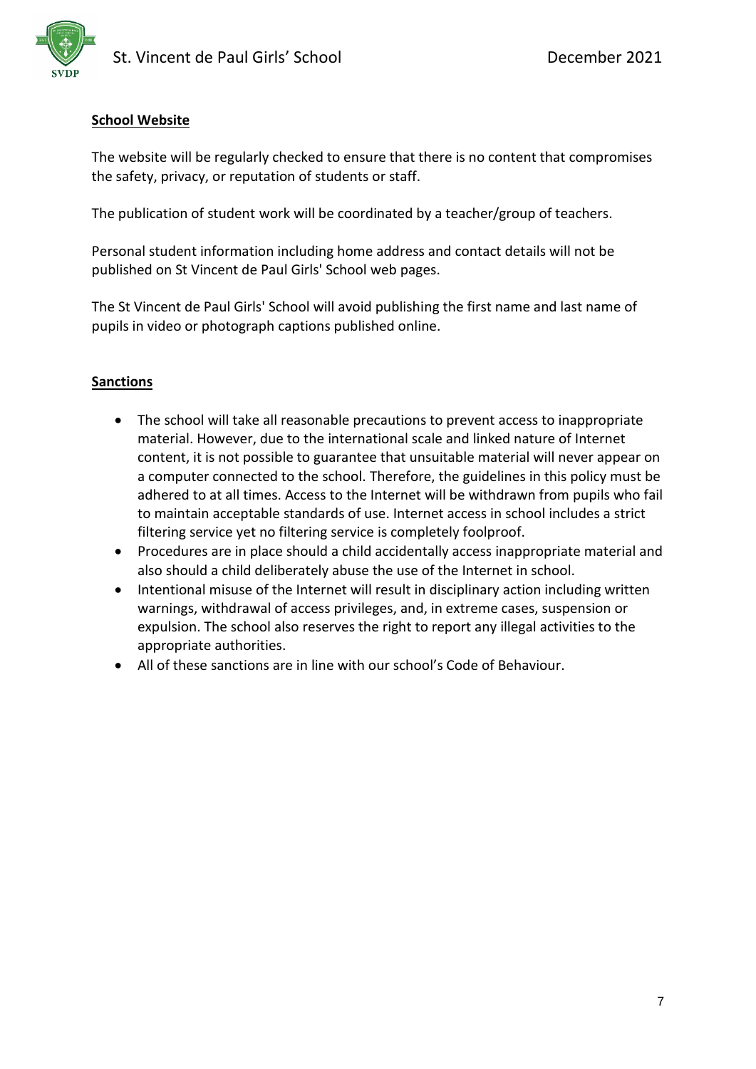## School Website

The website will be regularly checked to ensure that there is no content that compromises the safety, privacy, or reputation of students or staff.

The publication of student work will be coordinated by a teacher/group of teachers.

Personal student information including home address and contact details will not be published on St Vincent de Paul Girls' School web pages.

The St Vincent de Paul Girls' School will avoid publishing the first name and last name of pupils in video or photograph captions published online.

## Sanctions

- The school will take all reasonable precautions to prevent access to inappropriate material. However, due to the international scale and linked nature of Internet content, it is not possible to guarantee that unsuitable material will never appear on a computer connected to the school. Therefore, the guidelines in this policy must be adhered to at all times. Access to the Internet will be withdrawn from pupils who fail to maintain acceptable standards of use. Internet access in school includes a strict filtering service yet no filtering service is completely foolproof.
- Procedures are in place should a child accidentally access inappropriate material and also should a child deliberately abuse the use of the Internet in school.
- Intentional misuse of the Internet will result in disciplinary action including written warnings, withdrawal of access privileges, and, in extreme cases, suspension or expulsion. The school also reserves the right to report any illegal activities to the appropriate authorities.
- All of these sanctions are in line with our school's Code of Behaviour.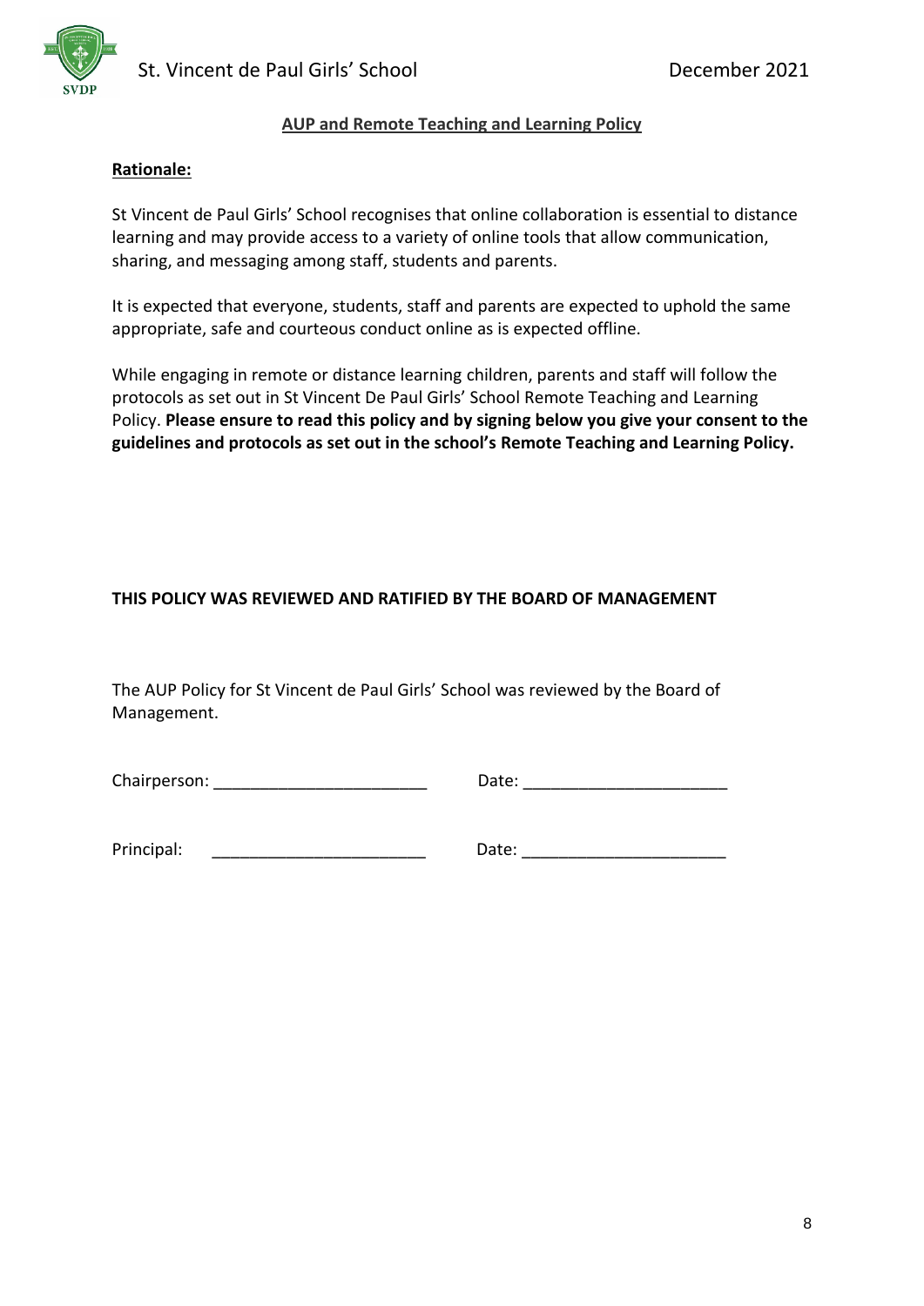**AUP and Remote Teaching and Learning Policy**

**Rationale:**

St Vincent de Paul Girls' School recognises that online collaboration is essential to distance learning and may provide access to a variety of online tools that allow communication, sharing, and messaging among staff, students and parents.

It is expected that everyone, students, staff and parents are expected to uphold the same appropriate, safe and courteous conduct online as is expected offline.

While engaging in remote or distance learning children, parents and staff will follow the protocols as set out in St Vincent De Paul Girls' School Remote Teaching and Learning Policy. **Please ensure to read this policy and by signing below you give your consent to the guidelines and protocols as set out in the school's Remote Teaching and Learning Policy.**

**THIS POLICY WAS REVIEWED AND RATIFIED BY THE BOARD OF MANAGEMENT**

The AUP Policy for St Vincent de Paul Girls' School was reviewed by the Board of Management.

Chairperson: _______________________ Date: _____________________

Principal: _______________________ Date: _____________________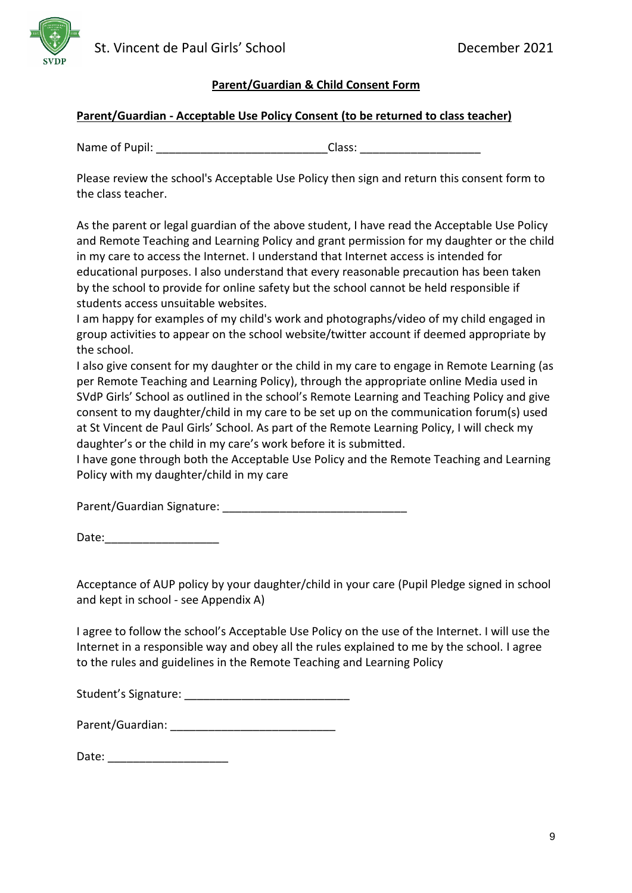## Parent/Guardian & Child Consent Form

**Parent/Guardian - Acceptable Use Policy Consent (to be returned to class teacher)**

Name of Pupil: ___________________________Class: ___________________

Please review the school's Acceptable Use Policy then sign and return this consent form to the class teacher.

As the parent or legal guardian of the above student, I have read the Acceptable Use Policy and Remote Teaching and Learning Policy and grant permission for my daughter or the child in my care to access the Internet. I understand that Internet access is intended for educational purposes. I also understand that every reasonable precaution has been taken by the school to provide for online safety but the school cannot be held responsible if students access unsuitable websites.
I am happy for examples of my child's work and photographs/video of my child engaged in group activities to appear on the school website/twitter account if deemed appropriate by the school.
I also give consent for my daughter or the child in my care to engage in Remote Learning (as per Remote Teaching and Learning Policy), through the appropriate online Media used in SVdP Girls' School as outlined in the school's Remote Learning and Teaching Policy and give consent to my daughter/child in my care to be set up on the communication forum(s) used at St Vincent de Paul Girls' School. As part of the Remote Learning Policy, I will check my daughter's or the child in my care's work before it is submitted.
I have gone through both the Acceptable Use Policy and the Remote Teaching and Learning Policy with my daughter/child in my care

Parent/Guardian Signature: _____________________________

Date:__________________

Acceptance of AUP policy by your daughter/child in your care (Pupil Pledge signed in school and kept in school - see Appendix A)

I agree to follow the school's Acceptable Use Policy on the use of the Internet. I will use the Internet in a responsible way and obey all the rules explained to me by the school. I agree to the rules and guidelines in the Remote Teaching and Learning Policy

Student's Signature: __________________________

Parent/Guardian: __________________________

Date: ___________________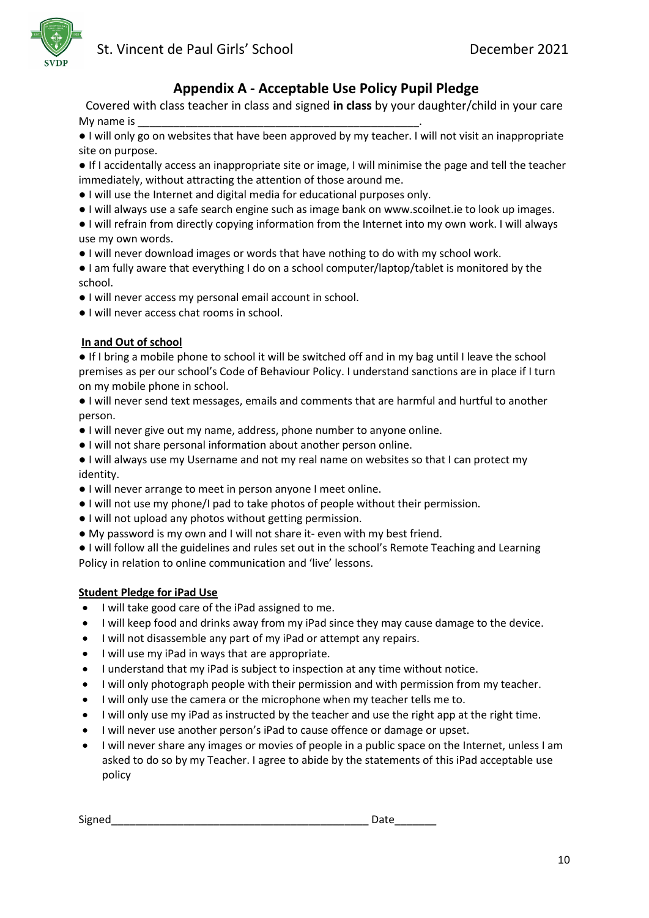## Appendix A - Acceptable Use Policy Pupil Pledge

Covered with class teacher in class and signed **in class** by your daughter/child in your care

My name is _______________________________________________.

- I will only go on websites that have been approved by my teacher. I will not visit an inappropriate site on purpose.
- If I accidentally access an inappropriate site or image, I will minimise the page and tell the teacher immediately, without attracting the attention of those around me.
- I will use the Internet and digital media for educational purposes only.
- I will always use a safe search engine such as image bank on www.scoilnet.ie to look up images.
- I will refrain from directly copying information from the Internet into my own work. I will always use my own words.
- I will never download images or words that have nothing to do with my school work.
- I am fully aware that everything I do on a school computer/laptop/tablet is monitored by the school.
- I will never access my personal email account in school.
- I will never access chat rooms in school.

**In and Out of school**

- If I bring a mobile phone to school it will be switched off and in my bag until I leave the school premises as per our school's Code of Behaviour Policy. I understand sanctions are in place if I turn on my mobile phone in school.
- I will never send text messages, emails and comments that are harmful and hurtful to another person.
- I will never give out my name, address, phone number to anyone online.
- I will not share personal information about another person online.
- I will always use my Username and not my real name on websites so that I can protect my identity.
- I will never arrange to meet in person anyone I meet online.
- I will not use my phone/I pad to take photos of people without their permission.
- I will not upload any photos without getting permission.
- My password is my own and I will not share it- even with my best friend.
- I will follow all the guidelines and rules set out in the school's Remote Teaching and Learning Policy in relation to online communication and 'live' lessons.

**Student Pledge for iPad Use**

- I will take good care of the iPad assigned to me.
- I will keep food and drinks away from my iPad since they may cause damage to the device.
- I will not disassemble any part of my iPad or attempt any repairs.
- I will use my iPad in ways that are appropriate.
- I understand that my iPad is subject to inspection at any time without notice.
- I will only photograph people with their permission and with permission from my teacher.
- I will only use the camera or the microphone when my teacher tells me to.
- I will only use my iPad as instructed by the teacher and use the right app at the right time.
- I will never use another person's iPad to cause offence or damage or upset.
- I will never share any images or movies of people in a public space on the Internet, unless I am asked to do so by my Teacher. I agree to abide by the statements of this iPad acceptable use policy

Signed__________________________________________ Date_______